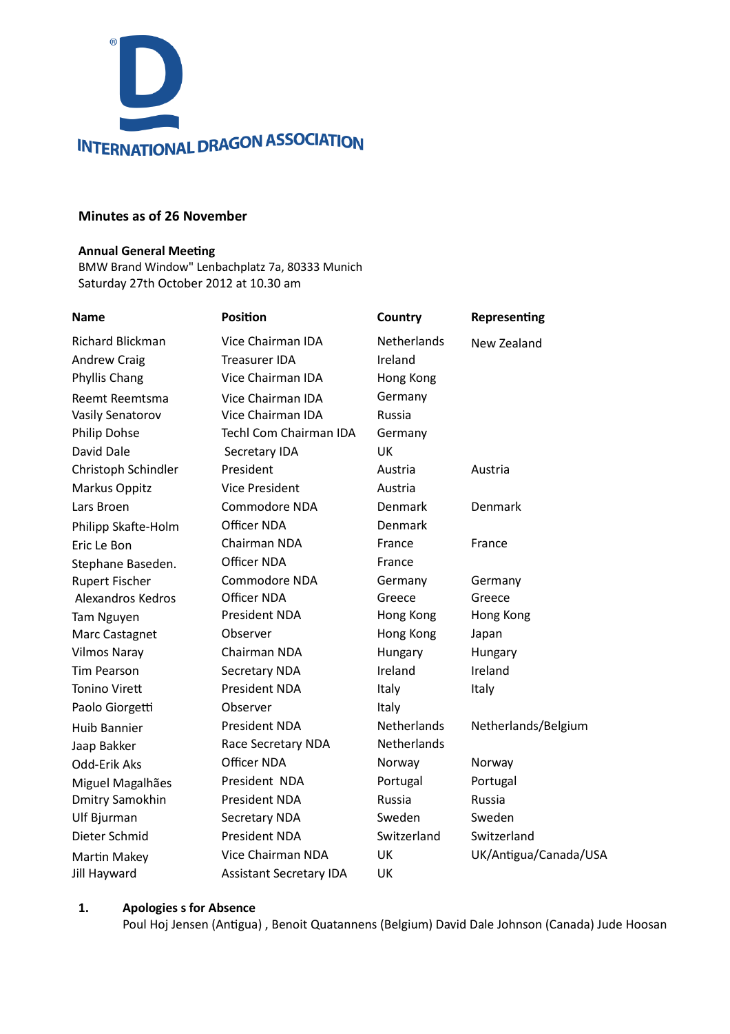INTERNATIONAL DRAGON ASSOCIATION

**Minutes as of 26 November**

**Annual General Meeting**
BMW Brand Window" Lenbachplatz 7a, 80333 Munich
Saturday 27th October 2012 at 10.30 am

| Name | Position | Country | Representing |
|---|---|---|---|
| Richard Blickman | Vice Chairman IDA | Netherlands | New Zealand |
| Andrew Craig | Treasurer IDA | Ireland | |
| Phyllis Chang | Vice Chairman IDA | Hong Kong | |
| Reemt Reemtsma | Vice Chairman IDA | Germany | |
| Vasily Senatorov | Vice Chairman IDA | Russia | |
| Philip Dohse | Techl Com Chairman IDA | Germany | |
| David Dale | Secretary IDA | UK | |
| Christoph Schindler | President | Austria | Austria |
| Markus Oppitz | Vice President | Austria | |
| Lars Broen | Commodore NDA | Denmark | Denmark |
| Philipp Skafte-Holm | Officer NDA | Denmark | |
| Eric Le Bon | Chairman NDA | France | France |
| Stephane Baseden. | Officer NDA | France | |
| Rupert Fischer | Commodore NDA | Germany | Germany |
| Alexandros Kedros | Officer NDA | Greece | Greece |
| Tam Nguyen | President NDA | Hong Kong | Hong Kong |
| Marc Castagnet | Observer | Hong Kong | Japan |
| Vilmos Naray | Chairman NDA | Hungary | Hungary |
| Tim Pearson | Secretary NDA | Ireland | Ireland |
| Tonino Virett | President NDA | Italy | Italy |
| Paolo Giorgetti | Observer | Italy | |
| Huib Bannier | President NDA | Netherlands | Netherlands/Belgium |
| Jaap Bakker | Race Secretary NDA | Netherlands | |
| Odd-Erik Aks | Officer NDA | Norway | Norway |
| Miguel Magalhães | President NDA | Portugal | Portugal |
| Dmitry Samokhin | President NDA | Russia | Russia |
| Ulf Bjurman | Secretary NDA | Sweden | Sweden |
| Dieter Schmid | President NDA | Switzerland | Switzerland |
| Martin Makey | Vice Chairman NDA | UK | UK/Antigua/Canada/USA |
| Jill Hayward | Assistant Secretary IDA | UK | |

**1. Apologies s for Absence**

Poul Hoj Jensen (Antigua) , Benoit Quatannens (Belgium) David Dale Johnson (Canada) Jude Hoosan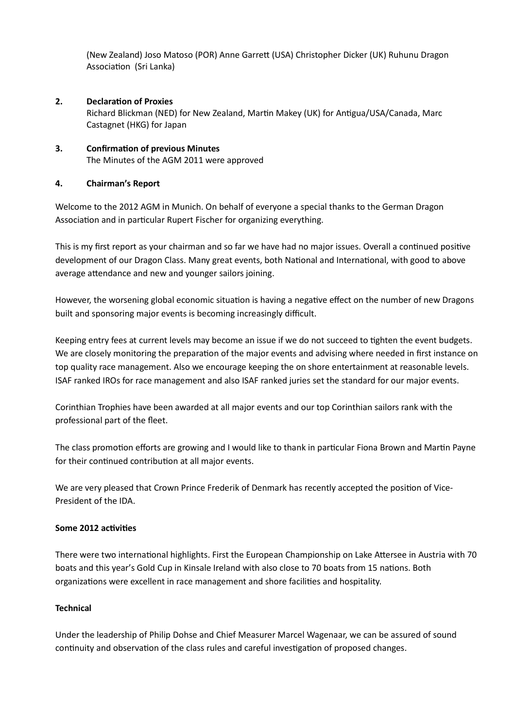(New Zealand) Joso Matoso (POR) Anne Garrett (USA) Christopher Dicker (UK) Ruhunu Dragon Association (Sri Lanka)

**2. Declaration of Proxies**

Richard Blickman (NED) for New Zealand, Martin Makey (UK) for Antigua/USA/Canada, Marc Castagnet (HKG) for Japan

**3. Confirmation of previous Minutes**

The Minutes of the AGM 2011 were approved

**4. Chairman's Report**

Welcome to the 2012 AGM in Munich. On behalf of everyone a special thanks to the German Dragon Association and in particular Rupert Fischer for organizing everything.

This is my first report as your chairman and so far we have had no major issues. Overall a continued positive development of our Dragon Class. Many great events, both National and International, with good to above average attendance and new and younger sailors joining.

However, the worsening global economic situation is having a negative effect on the number of new Dragons built and sponsoring major events is becoming increasingly difficult.

Keeping entry fees at current levels may become an issue if we do not succeed to tighten the event budgets. We are closely monitoring the preparation of the major events and advising where needed in first instance on top quality race management. Also we encourage keeping the on shore entertainment at reasonable levels. ISAF ranked IROs for race management and also ISAF ranked juries set the standard for our major events.

Corinthian Trophies have been awarded at all major events and our top Corinthian sailors rank with the professional part of the fleet.

The class promotion efforts are growing and I would like to thank in particular Fiona Brown and Martin Payne for their continued contribution at all major events.

We are very pleased that Crown Prince Frederik of Denmark has recently accepted the position of Vice-President of the IDA.

**Some 2012 activities**

There were two international highlights. First the European Championship on Lake Attersee in Austria with 70 boats and this year's Gold Cup in Kinsale Ireland with also close to 70 boats from 15 nations. Both organizations were excellent in race management and shore facilities and hospitality.

**Technical**

Under the leadership of Philip Dohse and Chief Measurer Marcel Wagenaar, we can be assured of sound continuity and observation of the class rules and careful investigation of proposed changes.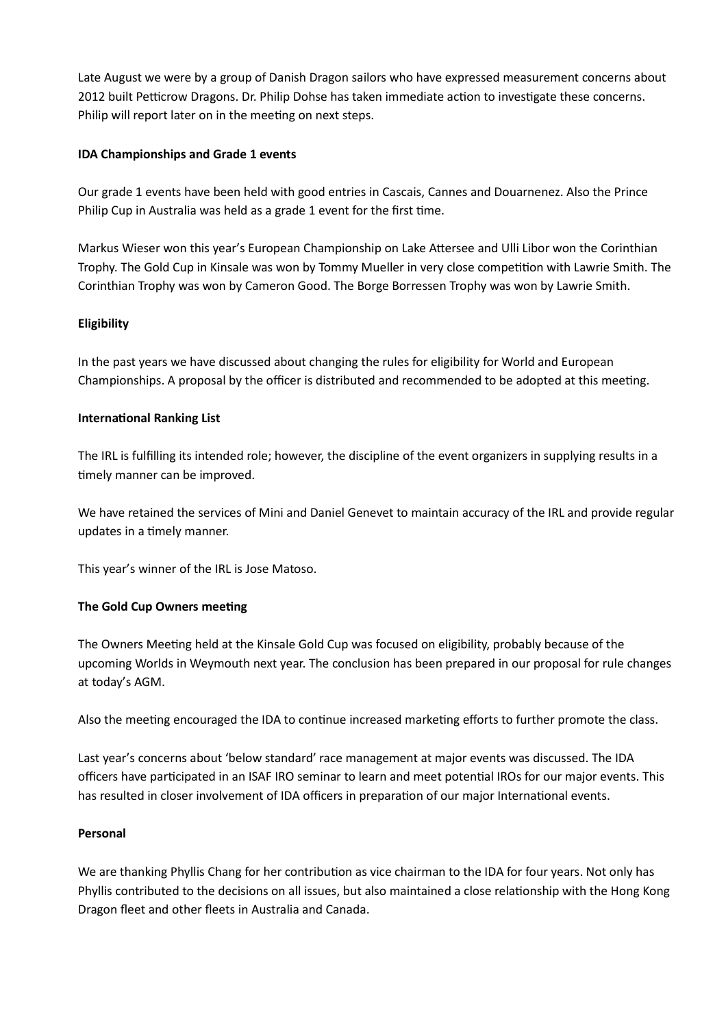Late August we were by a group of Danish Dragon sailors who have expressed measurement concerns about 2012 built Petticrow Dragons. Dr. Philip Dohse has taken immediate action to investigate these concerns. Philip will report later on in the meeting on next steps.

**IDA Championships and Grade 1 events**

Our grade 1 events have been held with good entries in Cascais, Cannes and Douarnenez. Also the Prince Philip Cup in Australia was held as a grade 1 event for the first time.

Markus Wieser won this year's European Championship on Lake Attersee and Ulli Libor won the Corinthian Trophy. The Gold Cup in Kinsale was won by Tommy Mueller in very close competition with Lawrie Smith. The Corinthian Trophy was won by Cameron Good. The Borge Borressen Trophy was won by Lawrie Smith.

**Eligibility**

In the past years we have discussed about changing the rules for eligibility for World and European Championships. A proposal by the officer is distributed and recommended to be adopted at this meeting.

**International Ranking List**

The IRL is fulfilling its intended role; however, the discipline of the event organizers in supplying results in a timely manner can be improved.

We have retained the services of Mini and Daniel Genevet to maintain accuracy of the IRL and provide regular updates in a timely manner.

This year's winner of the IRL is Jose Matoso.

**The Gold Cup Owners meeting**

The Owners Meeting held at the Kinsale Gold Cup was focused on eligibility, probably because of the upcoming Worlds in Weymouth next year. The conclusion has been prepared in our proposal for rule changes at today's AGM.

Also the meeting encouraged the IDA to continue increased marketing efforts to further promote the class.

Last year's concerns about 'below standard' race management at major events was discussed. The IDA officers have participated in an ISAF IRO seminar to learn and meet potential IROs for our major events. This has resulted in closer involvement of IDA officers in preparation of our major International events.

**Personal**

We are thanking Phyllis Chang for her contribution as vice chairman to the IDA for four years. Not only has Phyllis contributed to the decisions on all issues, but also maintained a close relationship with the Hong Kong Dragon fleet and other fleets in Australia and Canada.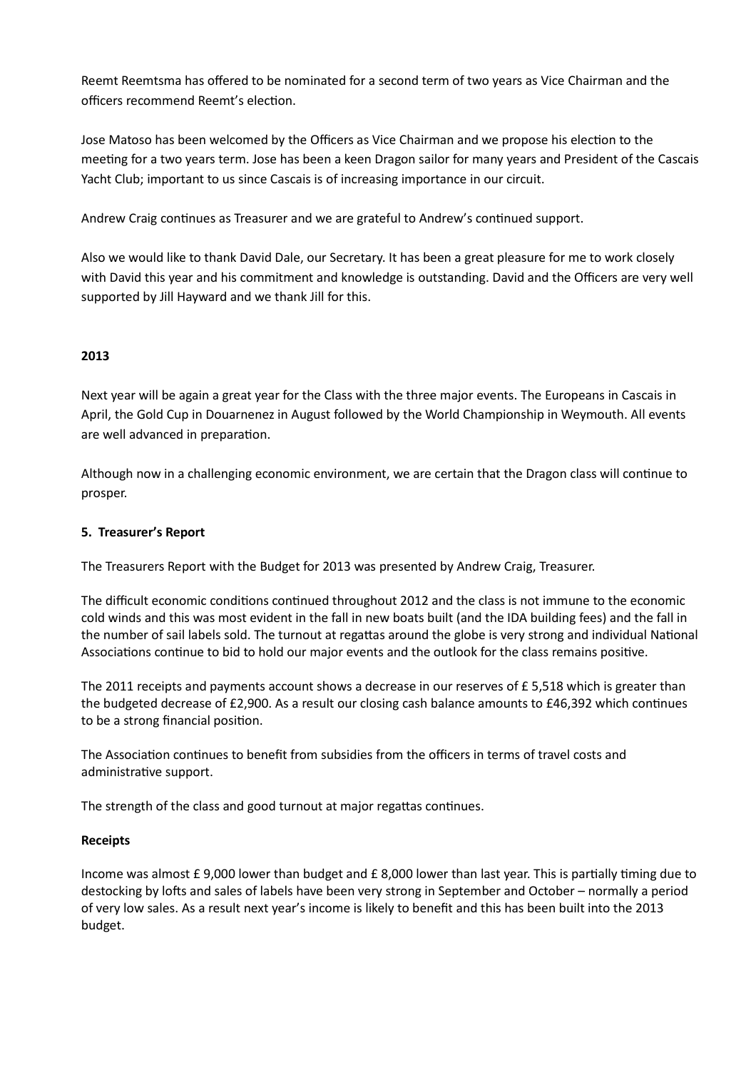Reemt Reemtsma has offered to be nominated for a second term of two years as Vice Chairman and the officers recommend Reemt's election.

Jose Matoso has been welcomed by the Officers as Vice Chairman and we propose his election to the meeting for a two years term. Jose has been a keen Dragon sailor for many years and President of the Cascais Yacht Club; important to us since Cascais is of increasing importance in our circuit.

Andrew Craig continues as Treasurer and we are grateful to Andrew's continued support.

Also we would like to thank David Dale, our Secretary. It has been a great pleasure for me to work closely with David this year and his commitment and knowledge is outstanding. David and the Officers are very well supported by Jill Hayward and we thank Jill for this.

**2013**

Next year will be again a great year for the Class with the three major events. The Europeans in Cascais in April, the Gold Cup in Douarnenez in August followed by the World Championship in Weymouth. All events are well advanced in preparation.

Although now in a challenging economic environment, we are certain that the Dragon class will continue to prosper.

**5. Treasurer's Report**

The Treasurers Report with the Budget for 2013 was presented by Andrew Craig, Treasurer.

The difficult economic conditions continued throughout 2012 and the class is not immune to the economic cold winds and this was most evident in the fall in new boats built (and the IDA building fees) and the fall in the number of sail labels sold. The turnout at regattas around the globe is very strong and individual National Associations continue to bid to hold our major events and the outlook for the class remains positive.

The 2011 receipts and payments account shows a decrease in our reserves of £ 5,518 which is greater than the budgeted decrease of £2,900. As a result our closing cash balance amounts to £46,392 which continues to be a strong financial position.

The Association continues to benefit from subsidies from the officers in terms of travel costs and administrative support.

The strength of the class and good turnout at major regattas continues.

**Receipts**

Income was almost £ 9,000 lower than budget and £ 8,000 lower than last year. This is partially timing due to destocking by lofts and sales of labels have been very strong in September and October – normally a period of very low sales. As a result next year's income is likely to benefit and this has been built into the 2013 budget.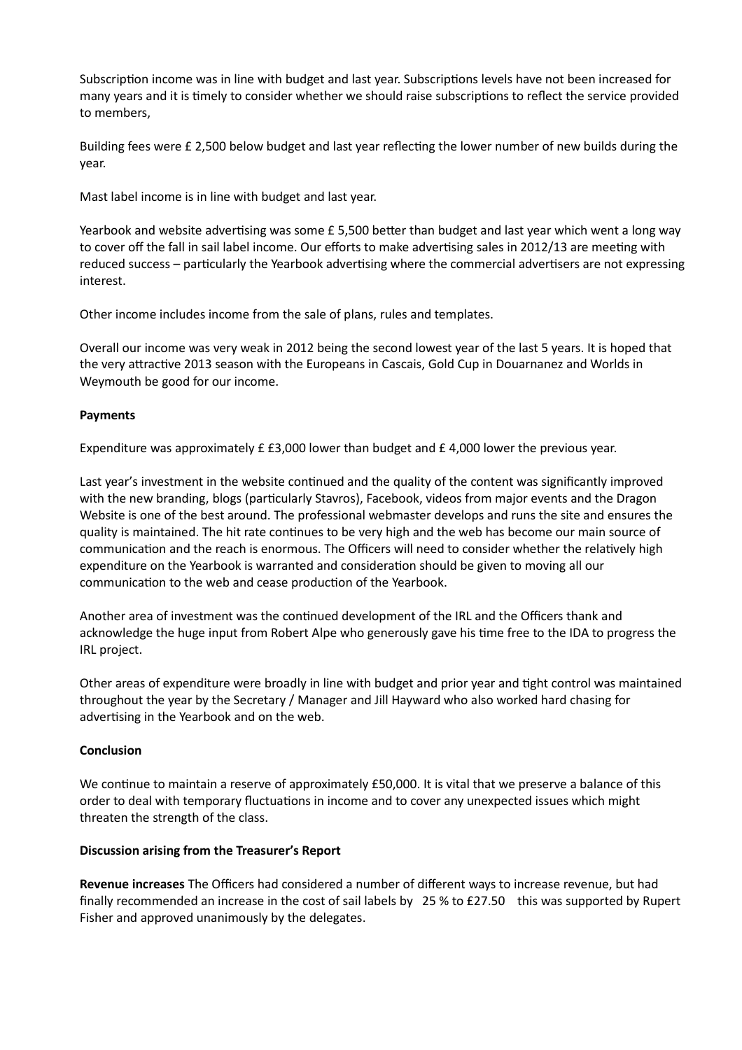Subscription income was in line with budget and last year. Subscriptions levels have not been increased for many years and it is timely to consider whether we should raise subscriptions to reflect the service provided to members,

Building fees were £ 2,500 below budget and last year reflecting the lower number of new builds during the year.

Mast label income is in line with budget and last year.

Yearbook and website advertising was some £ 5,500 better than budget and last year which went a long way to cover off the fall in sail label income. Our efforts to make advertising sales in 2012/13 are meeting with reduced success – particularly the Yearbook advertising where the commercial advertisers are not expressing interest.

Other income includes income from the sale of plans, rules and templates.

Overall our income was very weak in 2012 being the second lowest year of the last 5 years. It is hoped that the very attractive 2013 season with the Europeans in Cascais, Gold Cup in Douarnanez and Worlds in Weymouth be good for our income.

**Payments**

Expenditure was approximately £ £3,000 lower than budget and £ 4,000 lower the previous year.

Last year's investment in the website continued and the quality of the content was significantly improved with the new branding, blogs (particularly Stavros), Facebook, videos from major events and the Dragon Website is one of the best around. The professional webmaster develops and runs the site and ensures the quality is maintained. The hit rate continues to be very high and the web has become our main source of communication and the reach is enormous. The Officers will need to consider whether the relatively high expenditure on the Yearbook is warranted and consideration should be given to moving all our communication to the web and cease production of the Yearbook.

Another area of investment was the continued development of the IRL and the Officers thank and acknowledge the huge input from Robert Alpe who generously gave his time free to the IDA to progress the IRL project.

Other areas of expenditure were broadly in line with budget and prior year and tight control was maintained throughout the year by the Secretary / Manager and Jill Hayward who also worked hard chasing for advertising in the Yearbook and on the web.

**Conclusion**

We continue to maintain a reserve of approximately £50,000. It is vital that we preserve a balance of this order to deal with temporary fluctuations in income and to cover any unexpected issues which might threaten the strength of the class.

**Discussion arising from the Treasurer's Report**

**Revenue increases** The Officers had considered a number of different ways to increase revenue, but had finally recommended an increase in the cost of sail labels by 25 % to £27.50 this was supported by Rupert Fisher and approved unanimously by the delegates.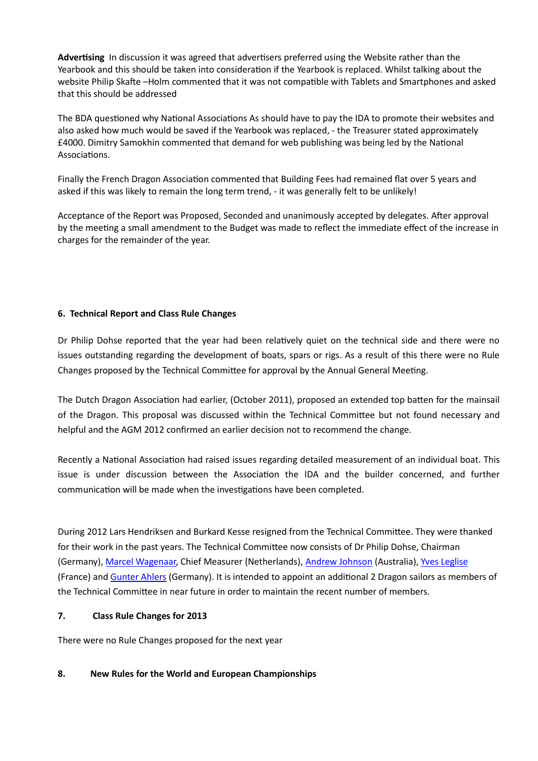**Advertising** In discussion it was agreed that advertisers preferred using the Website rather than the Yearbook and this should be taken into consideration if the Yearbook is replaced. Whilst talking about the website Philip Skafte –Holm commented that it was not compatible with Tablets and Smartphones and asked that this should be addressed

The BDA questioned why National Associations As should have to pay the IDA to promote their websites and also asked how much would be saved if the Yearbook was replaced, - the Treasurer stated approximately £4000. Dimitry Samokhin commented that demand for web publishing was being led by the National Associations.

Finally the French Dragon Association commented that Building Fees had remained flat over 5 years and asked if this was likely to remain the long term trend, - it was generally felt to be unlikely!

Acceptance of the Report was Proposed, Seconded and unanimously accepted by delegates. After approval by the meeting a small amendment to the Budget was made to reflect the immediate effect of the increase in charges for the remainder of the year.

**6. Technical Report and Class Rule Changes**

Dr Philip Dohse reported that the year had been relatively quiet on the technical side and there were no issues outstanding regarding the development of boats, spars or rigs. As a result of this there were no Rule Changes proposed by the Technical Committee for approval by the Annual General Meeting.

The Dutch Dragon Association had earlier, (October 2011), proposed an extended top batten for the mainsail of the Dragon. This proposal was discussed within the Technical Committee but not found necessary and helpful and the AGM 2012 confirmed an earlier decision not to recommend the change.

Recently a National Association had raised issues regarding detailed measurement of an individual boat. This issue is under discussion between the Association the IDA and the builder concerned, and further communication will be made when the investigations have been completed.

During 2012 Lars Hendriksen and Burkard Kesse resigned from the Technical Committee. They were thanked for their work in the past years. The Technical Committee now consists of Dr Philip Dohse, Chairman (Germany), Marcel Wagenaar, Chief Measurer (Netherlands), Andrew Johnson (Australia), Yves Leglise (France) and Gunter Ahlers (Germany). It is intended to appoint an additional 2 Dragon sailors as members of the Technical Committee in near future in order to maintain the recent number of members.

**7. Class Rule Changes for 2013**

There were no Rule Changes proposed for the next year

**8. New Rules for the World and European Championships**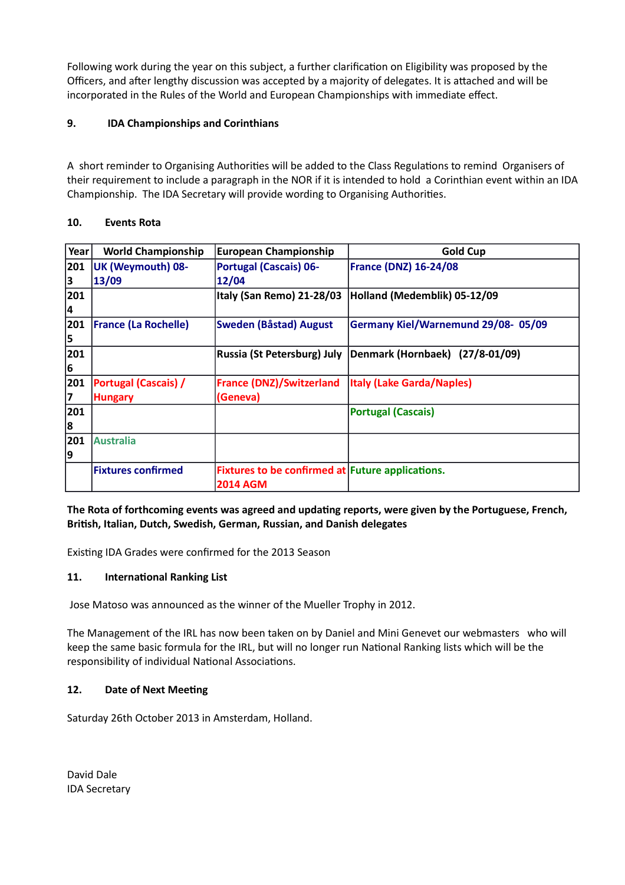Following work during the year on this subject, a further clarification on Eligibility was proposed by the Officers, and after lengthy discussion was accepted by a majority of delegates. It is attached and will be incorporated in the Rules of the World and European Championships with immediate effect.

**9. IDA Championships and Corinthians**

A short reminder to Organising Authorities will be added to the Class Regulations to remind Organisers of their requirement to include a paragraph in the NOR if it is intended to hold a Corinthian event within an IDA Championship. The IDA Secretary will provide wording to Organising Authorities.

**10. Events Rota**

| Year | World Championship | European Championship | Gold Cup |
|---|---|---|---|
| 2013 | UK (Weymouth) 08-13/09 | Portugal (Cascais) 06-12/04 | France (DNZ) 16-24/08 |
| 2014 | | Italy (San Remo) 21-28/03 | Holland (Medemblik) 05-12/09 |
| 2015 | France (La Rochelle) | Sweden (Båstad) August | Germany Kiel/Warnemund 29/08- 05/09 |
| 2016 | | Russia (St Petersburg) July | Denmark (Hornbaek) (27/8-01/09) |
| 2017 | Portugal (Cascais) / Hungary | France (DNZ)/Switzerland (Geneva) | Italy (Lake Garda/Naples) |
| 2018 | | | Portugal (Cascais) |
| 2019 | Australia | | |
| | Fixtures confirmed | Fixtures to be confirmed at 2014 AGM | Future applications. |

**The Rota of forthcoming events was agreed and updating reports, were given by the Portuguese, French, British, Italian, Dutch, Swedish, German, Russian, and Danish delegates**

Existing IDA Grades were confirmed for the 2013 Season

**11. International Ranking List**

Jose Matoso was announced as the winner of the Mueller Trophy in 2012.

The Management of the IRL has now been taken on by Daniel and Mini Genevet our webmasters who will keep the same basic formula for the IRL, but will no longer run National Ranking lists which will be the responsibility of individual National Associations.

**12. Date of Next Meeting**

Saturday 26th October 2013 in Amsterdam, Holland.

David Dale
IDA Secretary